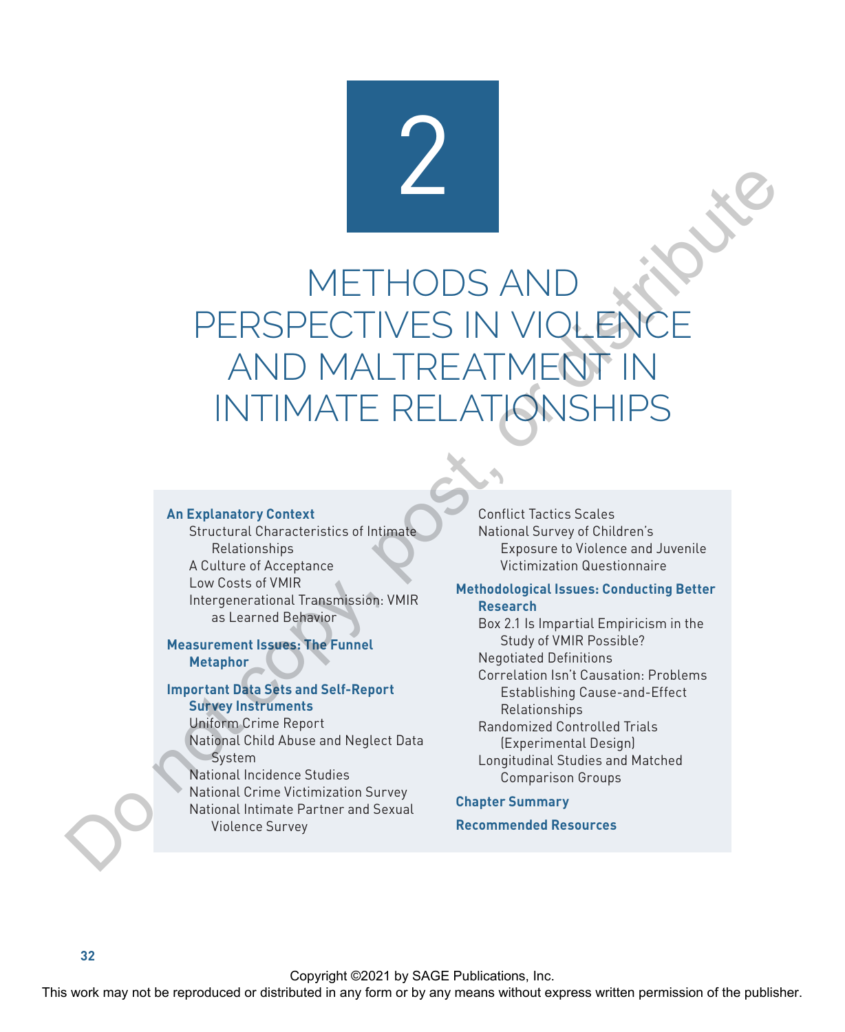# 2

# METHODS AND PERSPECTIVES IN VIOLENCE AND MALTREATMENT IN INTIMATE RELATIONSHIPS

**An Explanatory Context**
- Structural Characteristics of Intimate Relationships
- A Culture of Acceptance
- Low Costs of VMIR
- Intergenerational Transmission: VMIR as Learned Behavior

**Measurement Issues: The Funnel Metaphor**

**Important Data Sets and Self-Report Survey Instruments**
- Uniform Crime Report
- National Child Abuse and Neglect Data System
- National Incidence Studies
- National Crime Victimization Survey
- National Intimate Partner and Sexual Violence Survey
- Conflict Tactics Scales
- National Survey of Children's Exposure to Violence and Juvenile Victimization Questionnaire

**Methodological Issues: Conducting Better Research**
- Box 2.1 Is Impartial Empiricism in the Study of VMIR Possible?
- Negotiated Definitions
- Correlation Isn't Causation: Problems Establishing Cause-and-Effect Relationships
- Randomized Controlled Trials (Experimental Design)
- Longitudinal Studies and Matched Comparison Groups

**Chapter Summary**

**Recommended Resources**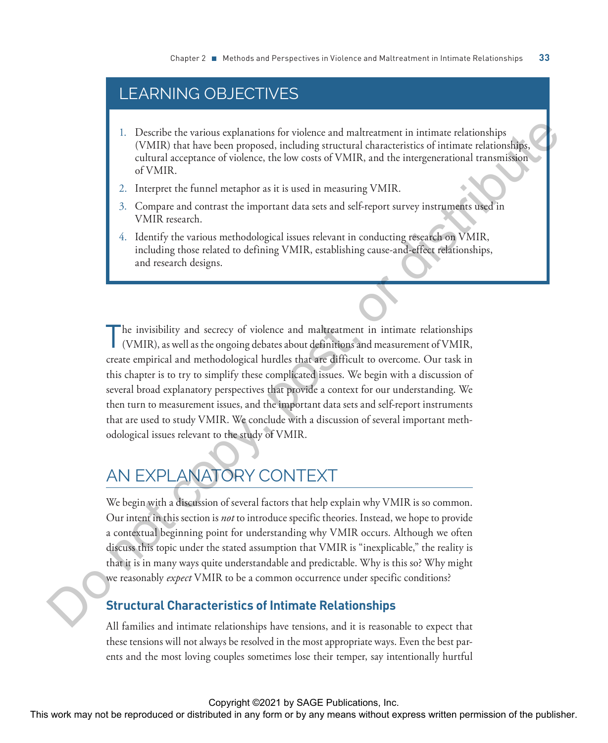## LEARNING OBJECTIVES

1. Describe the various explanations for violence and maltreatment in intimate relationships (VMIR) that have been proposed, including structural characteristics of intimate relationships, cultural acceptance of violence, the low costs of VMIR, and the intergenerational transmission of VMIR.
2. Interpret the funnel metaphor as it is used in measuring VMIR.
3. Compare and contrast the important data sets and self-report survey instruments used in VMIR research.
4. Identify the various methodological issues relevant in conducting research on VMIR, including those related to defining VMIR, establishing cause-and-effect relationships, and research designs.

The invisibility and secrecy of violence and maltreatment in intimate relationships (VMIR), as well as the ongoing debates about definitions and measurement of VMIR, create empirical and methodological hurdles that are difficult to overcome. Our task in this chapter is to try to simplify these complicated issues. We begin with a discussion of several broad explanatory perspectives that provide a context for our understanding. We then turn to measurement issues, and the important data sets and self-report instruments that are used to study VMIR. We conclude with a discussion of several important methodological issues relevant to the study of VMIR.

## AN EXPLANATORY CONTEXT

We begin with a discussion of several factors that help explain why VMIR is so common. Our intent in this section is *not* to introduce specific theories. Instead, we hope to provide a contextual beginning point for understanding why VMIR occurs. Although we often discuss this topic under the stated assumption that VMIR is "inexplicable," the reality is that it is in many ways quite understandable and predictable. Why is this so? Why might we reasonably *expect* VMIR to be a common occurrence under specific conditions?

### Structural Characteristics of Intimate Relationships

All families and intimate relationships have tensions, and it is reasonable to expect that these tensions will not always be resolved in the most appropriate ways. Even the best parents and the most loving couples sometimes lose their temper, say intentionally hurtful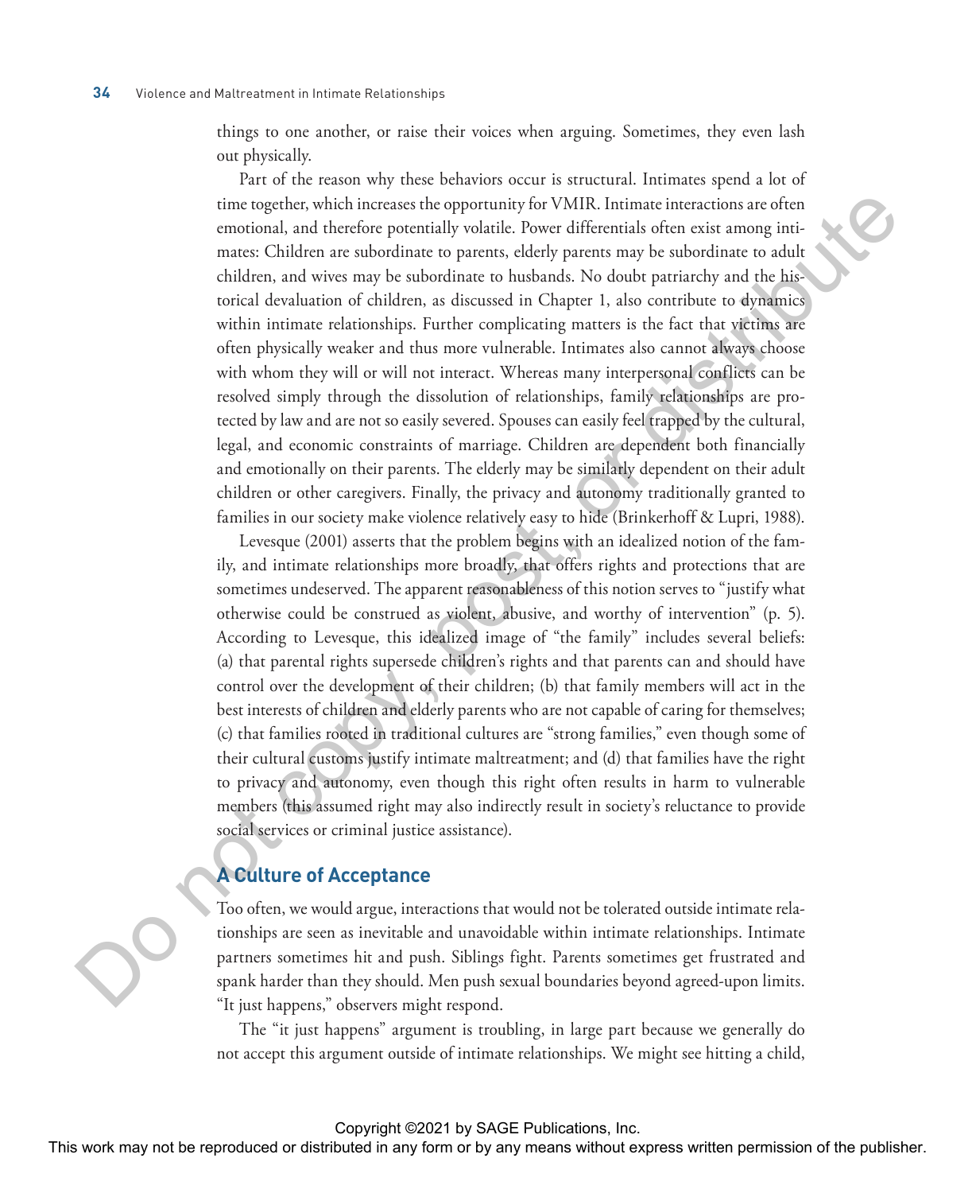things to one another, or raise their voices when arguing. Sometimes, they even lash out physically.

Part of the reason why these behaviors occur is structural. Intimates spend a lot of time together, which increases the opportunity for VMIR. Intimate interactions are often emotional, and therefore potentially volatile. Power differentials often exist among intimates: Children are subordinate to parents, elderly parents may be subordinate to adult children, and wives may be subordinate to husbands. No doubt patriarchy and the historical devaluation of children, as discussed in Chapter 1, also contribute to dynamics within intimate relationships. Further complicating matters is the fact that victims are often physically weaker and thus more vulnerable. Intimates also cannot always choose with whom they will or will not interact. Whereas many interpersonal conflicts can be resolved simply through the dissolution of relationships, family relationships are protected by law and are not so easily severed. Spouses can easily feel trapped by the cultural, legal, and economic constraints of marriage. Children are dependent both financially and emotionally on their parents. The elderly may be similarly dependent on their adult children or other caregivers. Finally, the privacy and autonomy traditionally granted to families in our society make violence relatively easy to hide (Brinkerhoff & Lupri, 1988).

Levesque (2001) asserts that the problem begins with an idealized notion of the family, and intimate relationships more broadly, that offers rights and protections that are sometimes undeserved. The apparent reasonableness of this notion serves to "justify what otherwise could be construed as violent, abusive, and worthy of intervention" (p. 5). According to Levesque, this idealized image of "the family" includes several beliefs: (a) that parental rights supersede children's rights and that parents can and should have control over the development of their children; (b) that family members will act in the best interests of children and elderly parents who are not capable of caring for themselves; (c) that families rooted in traditional cultures are "strong families," even though some of their cultural customs justify intimate maltreatment; and (d) that families have the right to privacy and autonomy, even though this right often results in harm to vulnerable members (this assumed right may also indirectly result in society's reluctance to provide social services or criminal justice assistance).

## A Culture of Acceptance

Too often, we would argue, interactions that would not be tolerated outside intimate relationships are seen as inevitable and unavoidable within intimate relationships. Intimate partners sometimes hit and push. Siblings fight. Parents sometimes get frustrated and spank harder than they should. Men push sexual boundaries beyond agreed-upon limits. "It just happens," observers might respond.

The "it just happens" argument is troubling, in large part because we generally do not accept this argument outside of intimate relationships. We might see hitting a child,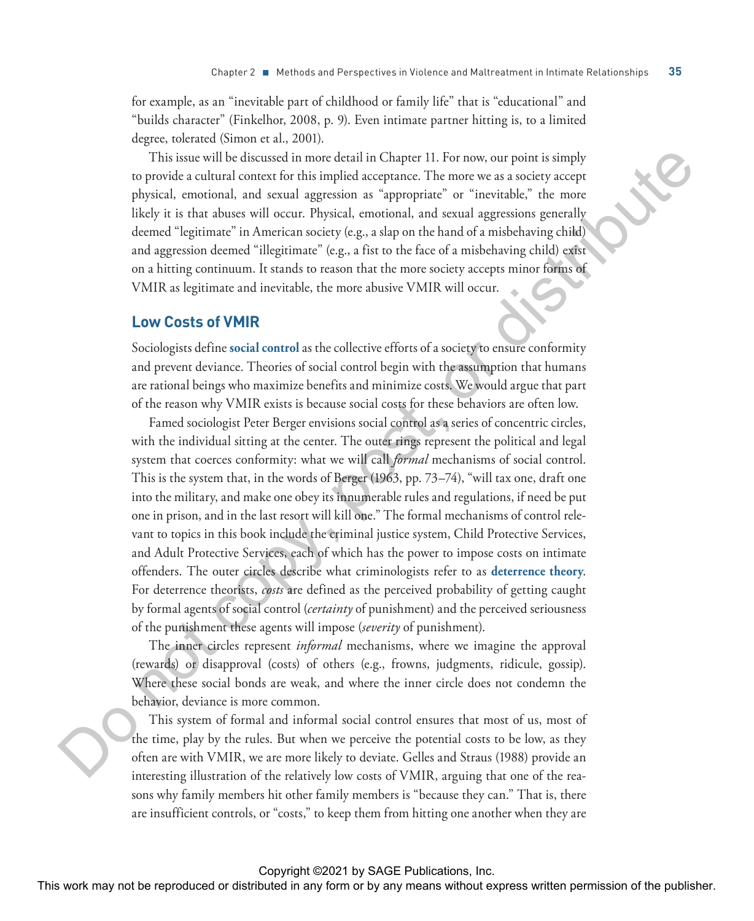for example, as an "inevitable part of childhood or family life" that is "educational" and "builds character" (Finkelhor, 2008, p. 9). Even intimate partner hitting is, to a limited degree, tolerated (Simon et al., 2001).

This issue will be discussed in more detail in Chapter 11. For now, our point is simply to provide a cultural context for this implied acceptance. The more we as a society accept physical, emotional, and sexual aggression as "appropriate" or "inevitable," the more likely it is that abuses will occur. Physical, emotional, and sexual aggressions generally deemed "legitimate" in American society (e.g., a slap on the hand of a misbehaving child) and aggression deemed "illegitimate" (e.g., a fist to the face of a misbehaving child) exist on a hitting continuum. It stands to reason that the more society accepts minor forms of VMIR as legitimate and inevitable, the more abusive VMIR will occur.

## Low Costs of VMIR

Sociologists define **social control** as the collective efforts of a society to ensure conformity and prevent deviance. Theories of social control begin with the assumption that humans are rational beings who maximize benefits and minimize costs. We would argue that part of the reason why VMIR exists is because social costs for these behaviors are often low.

Famed sociologist Peter Berger envisions social control as a series of concentric circles, with the individual sitting at the center. The outer rings represent the political and legal system that coerces conformity: what we will call *formal* mechanisms of social control. This is the system that, in the words of Berger (1963, pp. 73–74), "will tax one, draft one into the military, and make one obey its innumerable rules and regulations, if need be put one in prison, and in the last resort will kill one." The formal mechanisms of control relevant to topics in this book include the criminal justice system, Child Protective Services, and Adult Protective Services, each of which has the power to impose costs on intimate offenders. The outer circles describe what criminologists refer to as **deterrence theory**. For deterrence theorists, *costs* are defined as the perceived probability of getting caught by formal agents of social control (*certainty* of punishment) and the perceived seriousness of the punishment these agents will impose (*severity* of punishment).

The inner circles represent *informal* mechanisms, where we imagine the approval (rewards) or disapproval (costs) of others (e.g., frowns, judgments, ridicule, gossip). Where these social bonds are weak, and where the inner circle does not condemn the behavior, deviance is more common.

This system of formal and informal social control ensures that most of us, most of the time, play by the rules. But when we perceive the potential costs to be low, as they often are with VMIR, we are more likely to deviate. Gelles and Straus (1988) provide an interesting illustration of the relatively low costs of VMIR, arguing that one of the reasons why family members hit other family members is "because they can." That is, there are insufficient controls, or "costs," to keep them from hitting one another when they are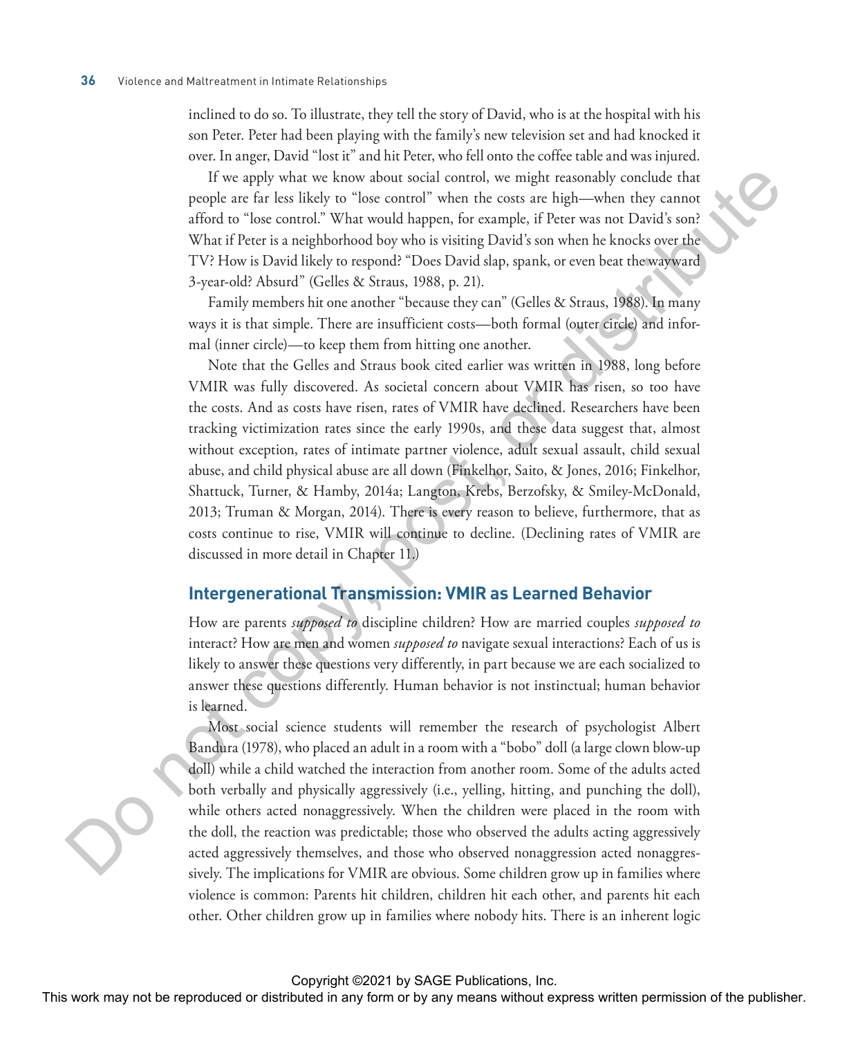inclined to do so. To illustrate, they tell the story of David, who is at the hospital with his son Peter. Peter had been playing with the family's new television set and had knocked it over. In anger, David "lost it" and hit Peter, who fell onto the coffee table and was injured.

If we apply what we know about social control, we might reasonably conclude that people are far less likely to "lose control" when the costs are high—when they cannot afford to "lose control." What would happen, for example, if Peter was not David's son? What if Peter is a neighborhood boy who is visiting David's son when he knocks over the TV? How is David likely to respond? "Does David slap, spank, or even beat the wayward 3-year-old? Absurd" (Gelles & Straus, 1988, p. 21).

Family members hit one another "because they can" (Gelles & Straus, 1988). In many ways it is that simple. There are insufficient costs—both formal (outer circle) and informal (inner circle)—to keep them from hitting one another.

Note that the Gelles and Straus book cited earlier was written in 1988, long before VMIR was fully discovered. As societal concern about VMIR has risen, so too have the costs. And as costs have risen, rates of VMIR have declined. Researchers have been tracking victimization rates since the early 1990s, and these data suggest that, almost without exception, rates of intimate partner violence, adult sexual assault, child sexual abuse, and child physical abuse are all down (Finkelhor, Saito, & Jones, 2016; Finkelhor, Shattuck, Turner, & Hamby, 2014a; Langton, Krebs, Berzofsky, & Smiley-McDonald, 2013; Truman & Morgan, 2014). There is every reason to believe, furthermore, that as costs continue to rise, VMIR will continue to decline. (Declining rates of VMIR are discussed in more detail in Chapter 11.)

## Intergenerational Transmission: VMIR as Learned Behavior

How are parents *supposed to* discipline children? How are married couples *supposed to* interact? How are men and women *supposed to* navigate sexual interactions? Each of us is likely to answer these questions very differently, in part because we are each socialized to answer these questions differently. Human behavior is not instinctual; human behavior is learned.

Most social science students will remember the research of psychologist Albert Bandura (1978), who placed an adult in a room with a "bobo" doll (a large clown blow-up doll) while a child watched the interaction from another room. Some of the adults acted both verbally and physically aggressively (i.e., yelling, hitting, and punching the doll), while others acted nonaggressively. When the children were placed in the room with the doll, the reaction was predictable; those who observed the adults acting aggressively acted aggressively themselves, and those who observed nonaggression acted nonaggressively. The implications for VMIR are obvious. Some children grow up in families where violence is common: Parents hit children, children hit each other, and parents hit each other. Other children grow up in families where nobody hits. There is an inherent logic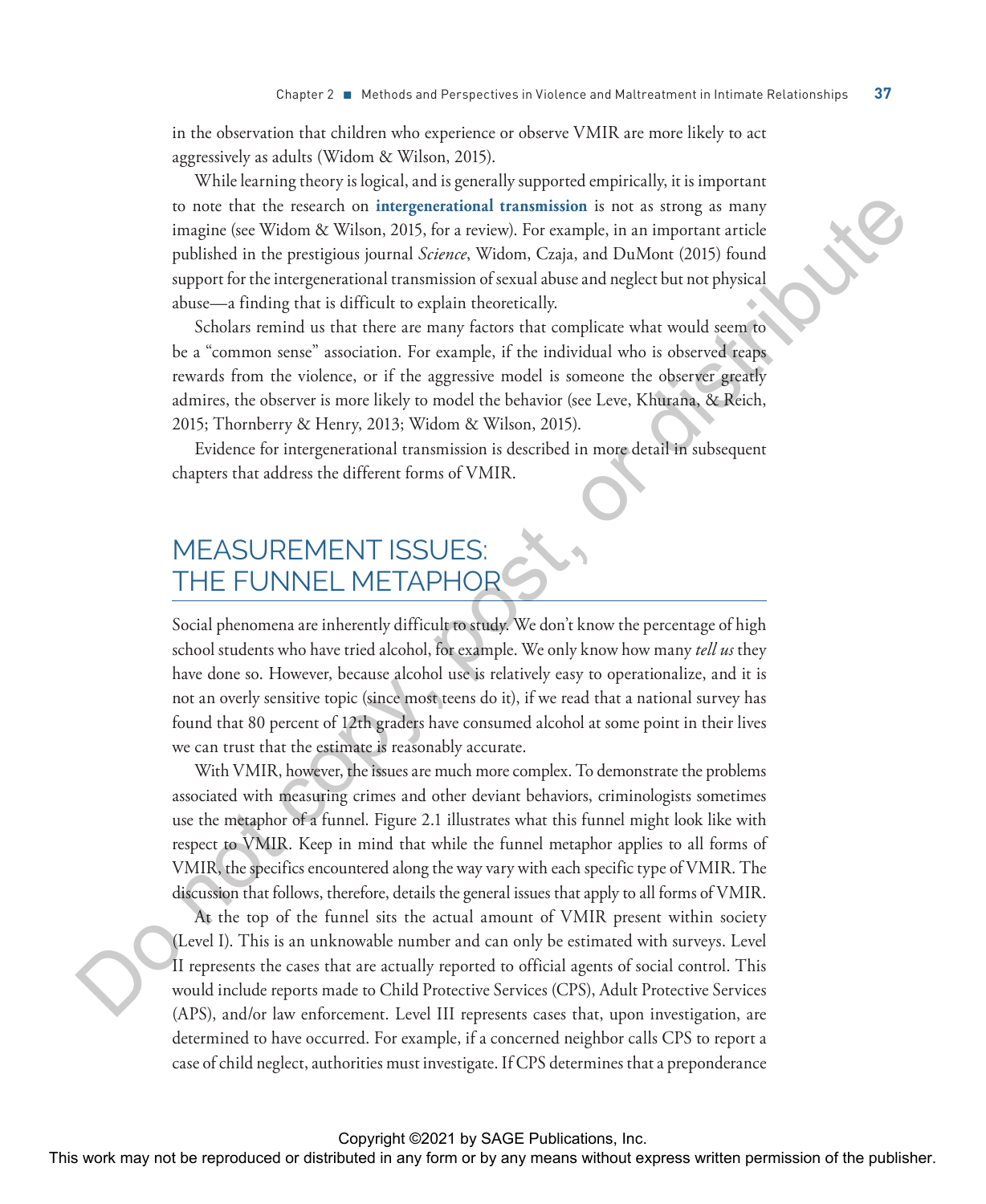in the observation that children who experience or observe VMIR are more likely to act aggressively as adults (Widom & Wilson, 2015).

While learning theory is logical, and is generally supported empirically, it is important to note that the research on **intergenerational transmission** is not as strong as many imagine (see Widom & Wilson, 2015, for a review). For example, in an important article published in the prestigious journal *Science*, Widom, Czaja, and DuMont (2015) found support for the intergenerational transmission of sexual abuse and neglect but not physical abuse—a finding that is difficult to explain theoretically.

Scholars remind us that there are many factors that complicate what would seem to be a "common sense" association. For example, if the individual who is observed reaps rewards from the violence, or if the aggressive model is someone the observer greatly admires, the observer is more likely to model the behavior (see Leve, Khurana, & Reich, 2015; Thornberry & Henry, 2013; Widom & Wilson, 2015).

Evidence for intergenerational transmission is described in more detail in subsequent chapters that address the different forms of VMIR.

## MEASUREMENT ISSUES: THE FUNNEL METAPHOR

Social phenomena are inherently difficult to study. We don't know the percentage of high school students who have tried alcohol, for example. We only know how many *tell us* they have done so. However, because alcohol use is relatively easy to operationalize, and it is not an overly sensitive topic (since most teens do it), if we read that a national survey has found that 80 percent of 12th graders have consumed alcohol at some point in their lives we can trust that the estimate is reasonably accurate.

With VMIR, however, the issues are much more complex. To demonstrate the problems associated with measuring crimes and other deviant behaviors, criminologists sometimes use the metaphor of a funnel. Figure 2.1 illustrates what this funnel might look like with respect to VMIR. Keep in mind that while the funnel metaphor applies to all forms of VMIR, the specifics encountered along the way vary with each specific type of VMIR. The discussion that follows, therefore, details the general issues that apply to all forms of VMIR.

At the top of the funnel sits the actual amount of VMIR present within society (Level I). This is an unknowable number and can only be estimated with surveys. Level II represents the cases that are actually reported to official agents of social control. This would include reports made to Child Protective Services (CPS), Adult Protective Services (APS), and/or law enforcement. Level III represents cases that, upon investigation, are determined to have occurred. For example, if a concerned neighbor calls CPS to report a case of child neglect, authorities must investigate. If CPS determines that a preponderance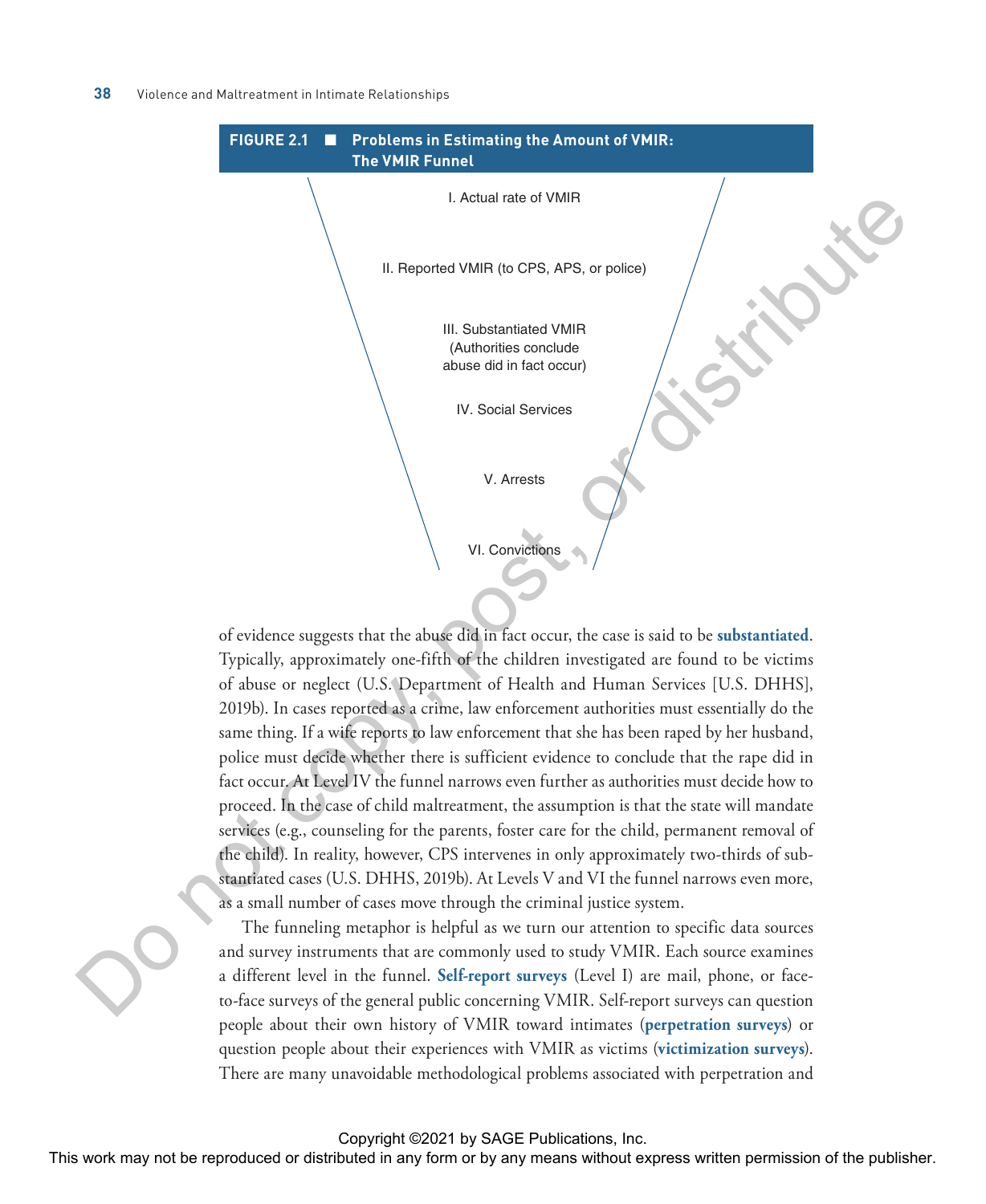**FIGURE 2.1 ■ Problems in Estimating the Amount of VMIR: The VMIR Funnel**

I. Actual rate of VMIR

II. Reported VMIR (to CPS, APS, or police)

III. Substantiated VMIR (Authorities conclude abuse did in fact occur)

IV. Social Services

V. Arrests

VI. Convictions

of evidence suggests that the abuse did in fact occur, the case is said to be **substantiated**. Typically, approximately one-fifth of the children investigated are found to be victims of abuse or neglect (U.S. Department of Health and Human Services [U.S. DHHS], 2019b). In cases reported as a crime, law enforcement authorities must essentially do the same thing. If a wife reports to law enforcement that she has been raped by her husband, police must decide whether there is sufficient evidence to conclude that the rape did in fact occur. At Level IV the funnel narrows even further as authorities must decide how to proceed. In the case of child maltreatment, the assumption is that the state will mandate services (e.g., counseling for the parents, foster care for the child, permanent removal of the child). In reality, however, CPS intervenes in only approximately two-thirds of substantiated cases (U.S. DHHS, 2019b). At Levels V and VI the funnel narrows even more, as a small number of cases move through the criminal justice system.

The funneling metaphor is helpful as we turn our attention to specific data sources and survey instruments that are commonly used to study VMIR. Each source examines a different level in the funnel. **Self-report surveys** (Level I) are mail, phone, or face-to-face surveys of the general public concerning VMIR. Self-report surveys can question people about their own history of VMIR toward intimates (**perpetration surveys**) or question people about their experiences with VMIR as victims (**victimization surveys**). There are many unavoidable methodological problems associated with perpetration and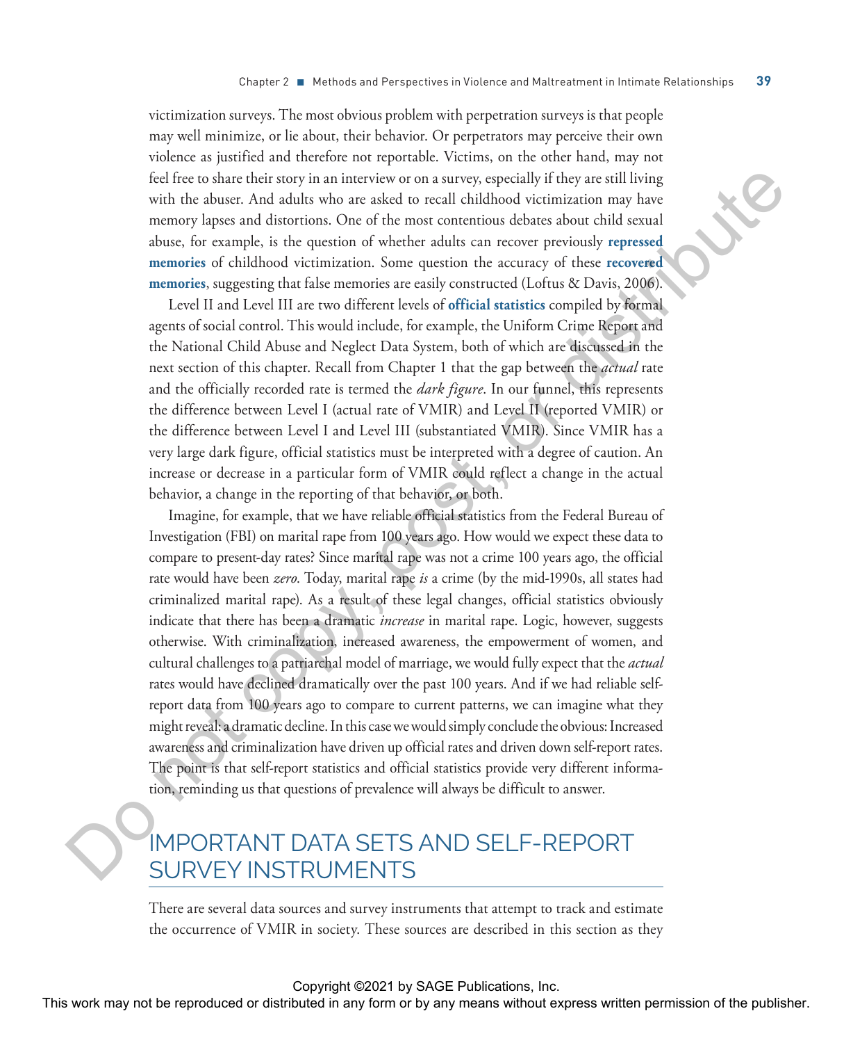victimization surveys. The most obvious problem with perpetration surveys is that people may well minimize, or lie about, their behavior. Or perpetrators may perceive their own violence as justified and therefore not reportable. Victims, on the other hand, may not feel free to share their story in an interview or on a survey, especially if they are still living with the abuser. And adults who are asked to recall childhood victimization may have memory lapses and distortions. One of the most contentious debates about child sexual abuse, for example, is the question of whether adults can recover previously **repressed memories** of childhood victimization. Some question the accuracy of these **recovered memories**, suggesting that false memories are easily constructed (Loftus & Davis, 2006).

Level II and Level III are two different levels of **official statistics** compiled by formal agents of social control. This would include, for example, the Uniform Crime Report and the National Child Abuse and Neglect Data System, both of which are discussed in the next section of this chapter. Recall from Chapter 1 that the gap between the *actual* rate and the officially recorded rate is termed the *dark figure*. In our funnel, this represents the difference between Level I (actual rate of VMIR) and Level II (reported VMIR) or the difference between Level I and Level III (substantiated VMIR). Since VMIR has a very large dark figure, official statistics must be interpreted with a degree of caution. An increase or decrease in a particular form of VMIR could reflect a change in the actual behavior, a change in the reporting of that behavior, or both.

Imagine, for example, that we have reliable official statistics from the Federal Bureau of Investigation (FBI) on marital rape from 100 years ago. How would we expect these data to compare to present-day rates? Since marital rape was not a crime 100 years ago, the official rate would have been *zero*. Today, marital rape *is* a crime (by the mid-1990s, all states had criminalized marital rape). As a result of these legal changes, official statistics obviously indicate that there has been a dramatic *increase* in marital rape. Logic, however, suggests otherwise. With criminalization, increased awareness, the empowerment of women, and cultural challenges to a patriarchal model of marriage, we would fully expect that the *actual* rates would have declined dramatically over the past 100 years. And if we had reliable self-report data from 100 years ago to compare to current patterns, we can imagine what they might reveal: a dramatic decline. In this case we would simply conclude the obvious: Increased awareness and criminalization have driven up official rates and driven down self-report rates. The point is that self-report statistics and official statistics provide very different information, reminding us that questions of prevalence will always be difficult to answer.

## IMPORTANT DATA SETS AND SELF-REPORT SURVEY INSTRUMENTS

There are several data sources and survey instruments that attempt to track and estimate the occurrence of VMIR in society. These sources are described in this section as they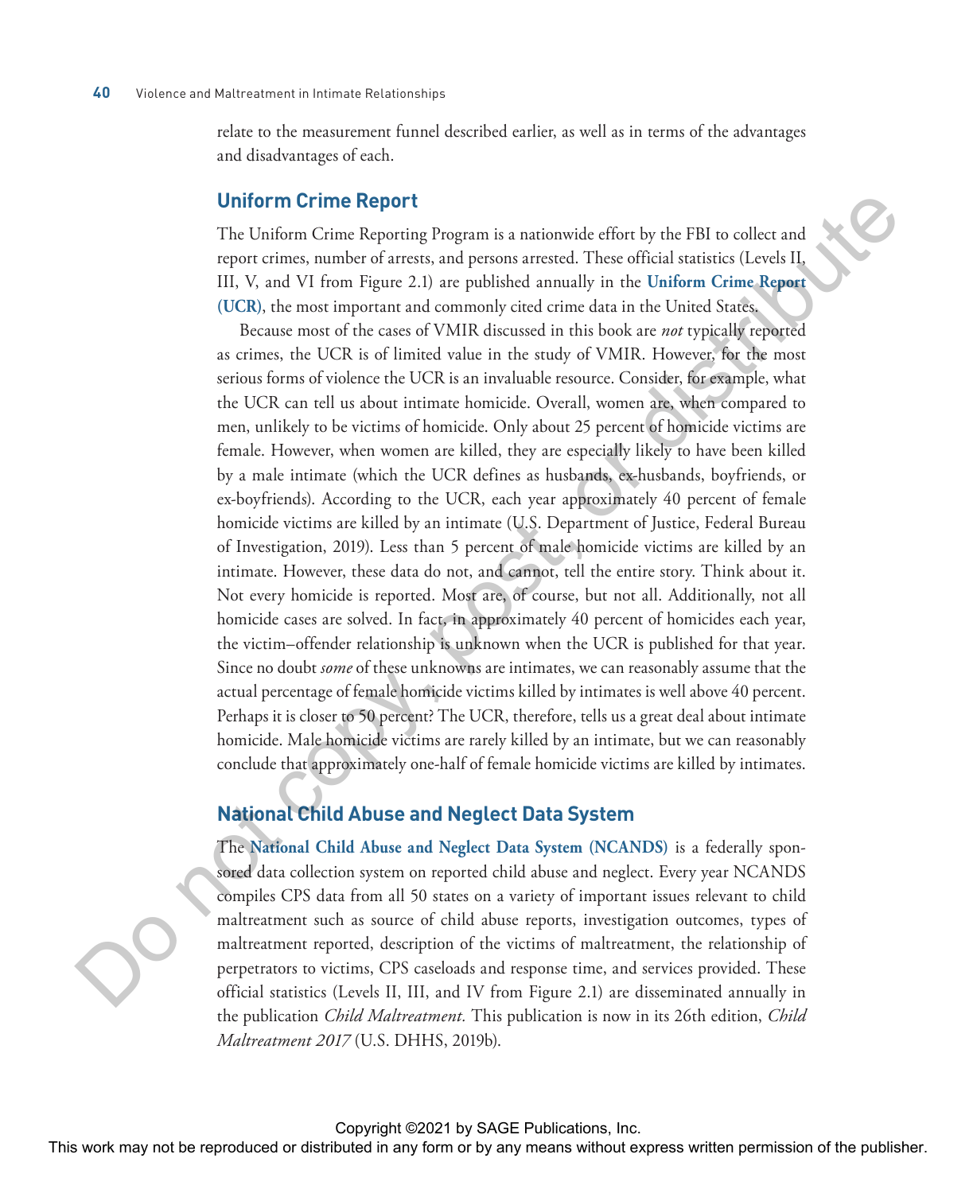relate to the measurement funnel described earlier, as well as in terms of the advantages and disadvantages of each.

## Uniform Crime Report

The Uniform Crime Reporting Program is a nationwide effort by the FBI to collect and report crimes, number of arrests, and persons arrested. These official statistics (Levels II, III, V, and VI from Figure 2.1) are published annually in the **Uniform Crime Report (UCR)**, the most important and commonly cited crime data in the United States.

Because most of the cases of VMIR discussed in this book are *not* typically reported as crimes, the UCR is of limited value in the study of VMIR. However, for the most serious forms of violence the UCR is an invaluable resource. Consider, for example, what the UCR can tell us about intimate homicide. Overall, women are, when compared to men, unlikely to be victims of homicide. Only about 25 percent of homicide victims are female. However, when women are killed, they are especially likely to have been killed by a male intimate (which the UCR defines as husbands, ex-husbands, boyfriends, or ex-boyfriends). According to the UCR, each year approximately 40 percent of female homicide victims are killed by an intimate (U.S. Department of Justice, Federal Bureau of Investigation, 2019). Less than 5 percent of male homicide victims are killed by an intimate. However, these data do not, and cannot, tell the entire story. Think about it. Not every homicide is reported. Most are, of course, but not all. Additionally, not all homicide cases are solved. In fact, in approximately 40 percent of homicides each year, the victim–offender relationship is unknown when the UCR is published for that year. Since no doubt *some* of these unknowns are intimates, we can reasonably assume that the actual percentage of female homicide victims killed by intimates is well above 40 percent. Perhaps it is closer to 50 percent? The UCR, therefore, tells us a great deal about intimate homicide. Male homicide victims are rarely killed by an intimate, but we can reasonably conclude that approximately one-half of female homicide victims are killed by intimates.

## National Child Abuse and Neglect Data System

The **National Child Abuse and Neglect Data System (NCANDS)** is a federally sponsored data collection system on reported child abuse and neglect. Every year NCANDS compiles CPS data from all 50 states on a variety of important issues relevant to child maltreatment such as source of child abuse reports, investigation outcomes, types of maltreatment reported, description of the victims of maltreatment, the relationship of perpetrators to victims, CPS caseloads and response time, and services provided. These official statistics (Levels II, III, and IV from Figure 2.1) are disseminated annually in the publication *Child Maltreatment.* This publication is now in its 26th edition, *Child Maltreatment 2017* (U.S. DHHS, 2019b).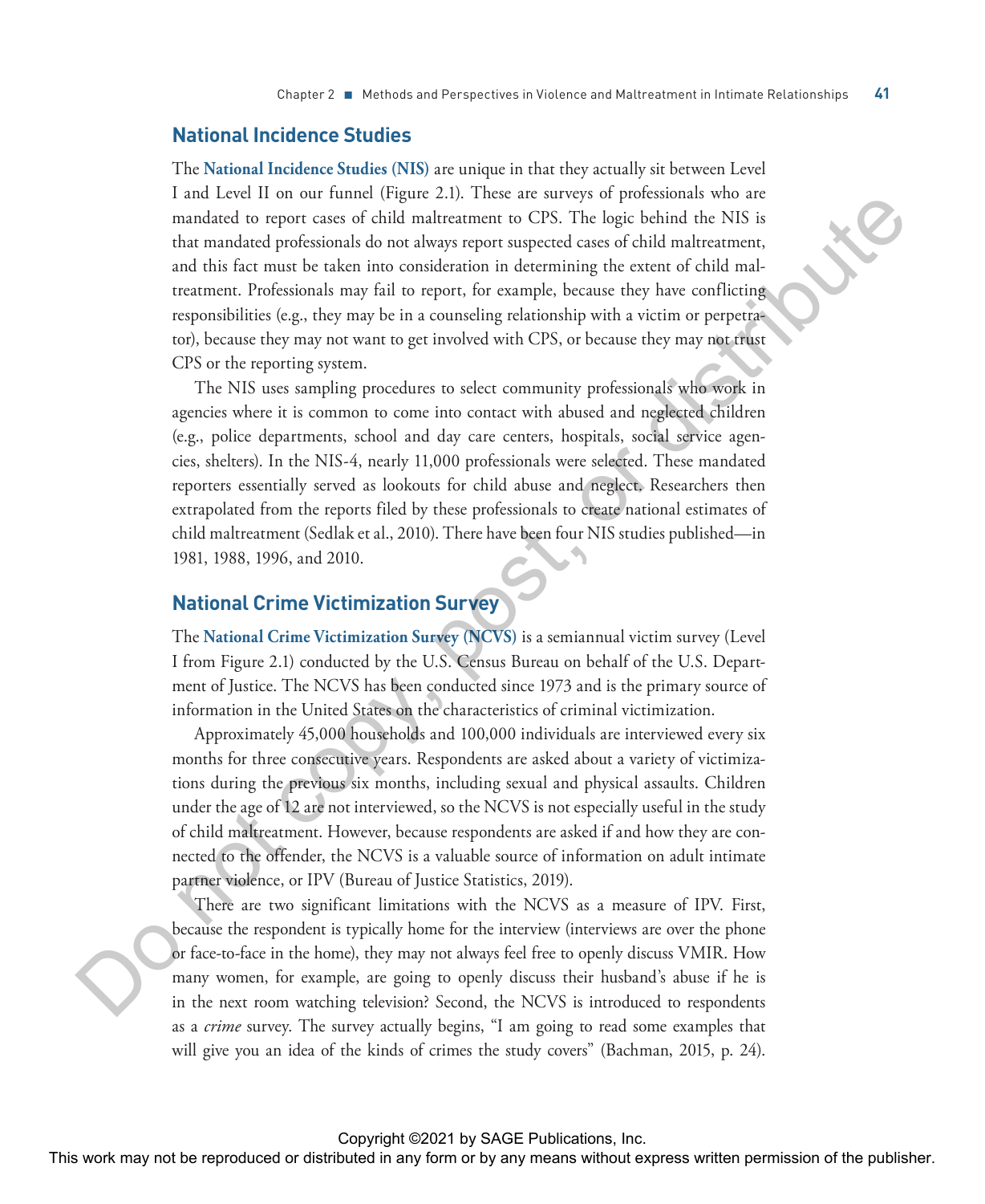## National Incidence Studies

The **National Incidence Studies (NIS)** are unique in that they actually sit between Level I and Level II on our funnel (Figure 2.1). These are surveys of professionals who are mandated to report cases of child maltreatment to CPS. The logic behind the NIS is that mandated professionals do not always report suspected cases of child maltreatment, and this fact must be taken into consideration in determining the extent of child maltreatment. Professionals may fail to report, for example, because they have conflicting responsibilities (e.g., they may be in a counseling relationship with a victim or perpetrator), because they may not want to get involved with CPS, or because they may not trust CPS or the reporting system.

The NIS uses sampling procedures to select community professionals who work in agencies where it is common to come into contact with abused and neglected children (e.g., police departments, school and day care centers, hospitals, social service agencies, shelters). In the NIS-4, nearly 11,000 professionals were selected. These mandated reporters essentially served as lookouts for child abuse and neglect. Researchers then extrapolated from the reports filed by these professionals to create national estimates of child maltreatment (Sedlak et al., 2010). There have been four NIS studies published—in 1981, 1988, 1996, and 2010.

## National Crime Victimization Survey

The **National Crime Victimization Survey (NCVS)** is a semiannual victim survey (Level I from Figure 2.1) conducted by the U.S. Census Bureau on behalf of the U.S. Department of Justice. The NCVS has been conducted since 1973 and is the primary source of information in the United States on the characteristics of criminal victimization.

Approximately 45,000 households and 100,000 individuals are interviewed every six months for three consecutive years. Respondents are asked about a variety of victimizations during the previous six months, including sexual and physical assaults. Children under the age of 12 are not interviewed, so the NCVS is not especially useful in the study of child maltreatment. However, because respondents are asked if and how they are connected to the offender, the NCVS is a valuable source of information on adult intimate partner violence, or IPV (Bureau of Justice Statistics, 2019).

There are two significant limitations with the NCVS as a measure of IPV. First, because the respondent is typically home for the interview (interviews are over the phone or face-to-face in the home), they may not always feel free to openly discuss VMIR. How many women, for example, are going to openly discuss their husband's abuse if he is in the next room watching television? Second, the NCVS is introduced to respondents as a *crime* survey. The survey actually begins, "I am going to read some examples that will give you an idea of the kinds of crimes the study covers" (Bachman, 2015, p. 24).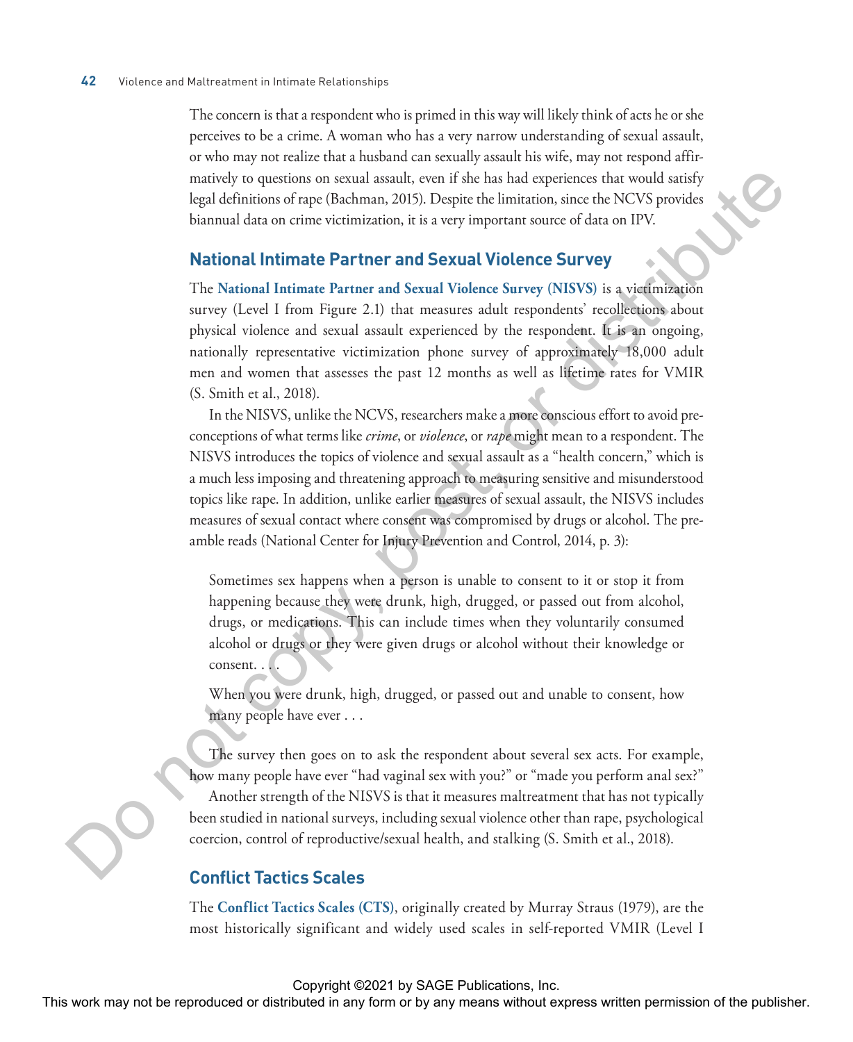The concern is that a respondent who is primed in this way will likely think of acts he or she perceives to be a crime. A woman who has a very narrow understanding of sexual assault, or who may not realize that a husband can sexually assault his wife, may not respond affirmatively to questions on sexual assault, even if she has had experiences that would satisfy legal definitions of rape (Bachman, 2015). Despite the limitation, since the NCVS provides biannual data on crime victimization, it is a very important source of data on IPV.

## National Intimate Partner and Sexual Violence Survey

The **National Intimate Partner and Sexual Violence Survey (NISVS)** is a victimization survey (Level I from Figure 2.1) that measures adult respondents' recollections about physical violence and sexual assault experienced by the respondent. It is an ongoing, nationally representative victimization phone survey of approximately 18,000 adult men and women that assesses the past 12 months as well as lifetime rates for VMIR (S. Smith et al., 2018).

In the NISVS, unlike the NCVS, researchers make a more conscious effort to avoid preconceptions of what terms like *crime*, or *violence*, or *rape* might mean to a respondent. The NISVS introduces the topics of violence and sexual assault as a "health concern," which is a much less imposing and threatening approach to measuring sensitive and misunderstood topics like rape. In addition, unlike earlier measures of sexual assault, the NISVS includes measures of sexual contact where consent was compromised by drugs or alcohol. The preamble reads (National Center for Injury Prevention and Control, 2014, p. 3):

> Sometimes sex happens when a person is unable to consent to it or stop it from happening because they were drunk, high, drugged, or passed out from alcohol, drugs, or medications. This can include times when they voluntarily consumed alcohol or drugs or they were given drugs or alcohol without their knowledge or consent. . . .
>
> When you were drunk, high, drugged, or passed out and unable to consent, how many people have ever . . .

The survey then goes on to ask the respondent about several sex acts. For example, how many people have ever "had vaginal sex with you?" or "made you perform anal sex?"

Another strength of the NISVS is that it measures maltreatment that has not typically been studied in national surveys, including sexual violence other than rape, psychological coercion, control of reproductive/sexual health, and stalking (S. Smith et al., 2018).

## Conflict Tactics Scales

The **Conflict Tactics Scales (CTS)**, originally created by Murray Straus (1979), are the most historically significant and widely used scales in self-reported VMIR (Level I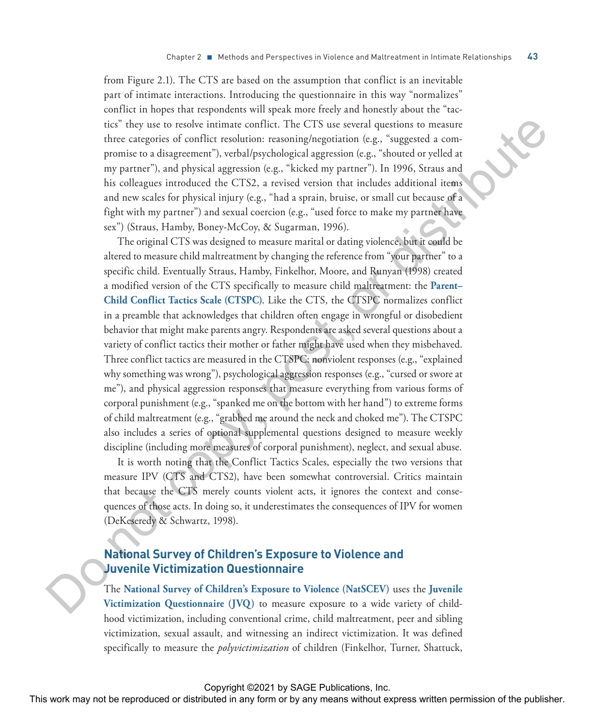from Figure 2.1). The CTS are based on the assumption that conflict is an inevitable part of intimate interactions. Introducing the questionnaire in this way "normalizes" conflict in hopes that respondents will speak more freely and honestly about the "tactics" they use to resolve intimate conflict. The CTS use several questions to measure three categories of conflict resolution: reasoning/negotiation (e.g., "suggested a compromise to a disagreement"), verbal/psychological aggression (e.g., "shouted or yelled at my partner"), and physical aggression (e.g., "kicked my partner"). In 1996, Straus and his colleagues introduced the CTS2, a revised version that includes additional items and new scales for physical injury (e.g., "had a sprain, bruise, or small cut because of a fight with my partner") and sexual coercion (e.g., "used force to make my partner have sex") (Straus, Hamby, Boney-McCoy, & Sugarman, 1996).

The original CTS was designed to measure marital or dating violence, but it could be altered to measure child maltreatment by changing the reference from "your partner" to a specific child. Eventually Straus, Hamby, Finkelhor, Moore, and Runyan (1998) created a modified version of the CTS specifically to measure child maltreatment: the **Parent–Child Conflict Tactics Scale (CTSPC)**. Like the CTS, the CTSPC normalizes conflict in a preamble that acknowledges that children often engage in wrongful or disobedient behavior that might make parents angry. Respondents are asked several questions about a variety of conflict tactics their mother or father might have used when they misbehaved. Three conflict tactics are measured in the CTSPC: nonviolent responses (e.g., "explained why something was wrong"), psychological aggression responses (e.g., "cursed or swore at me"), and physical aggression responses that measure everything from various forms of corporal punishment (e.g., "spanked me on the bottom with her hand") to extreme forms of child maltreatment (e.g., "grabbed me around the neck and choked me"). The CTSPC also includes a series of optional supplemental questions designed to measure weekly discipline (including more measures of corporal punishment), neglect, and sexual abuse.

It is worth noting that the Conflict Tactics Scales, especially the two versions that measure IPV (CTS and CTS2), have been somewhat controversial. Critics maintain that because the CTS merely counts violent acts, it ignores the context and consequences of those acts. In doing so, it underestimates the consequences of IPV for women (DeKeseredy & Schwartz, 1998).

## National Survey of Children's Exposure to Violence and Juvenile Victimization Questionnaire

The **National Survey of Children's Exposure to Violence (NatSCEV)** uses the **Juvenile Victimization Questionnaire (JVQ)** to measure exposure to a wide variety of childhood victimization, including conventional crime, child maltreatment, peer and sibling victimization, sexual assault, and witnessing an indirect victimization. It was defined specifically to measure the *polyvictimization* of children (Finkelhor, Turner, Shattuck,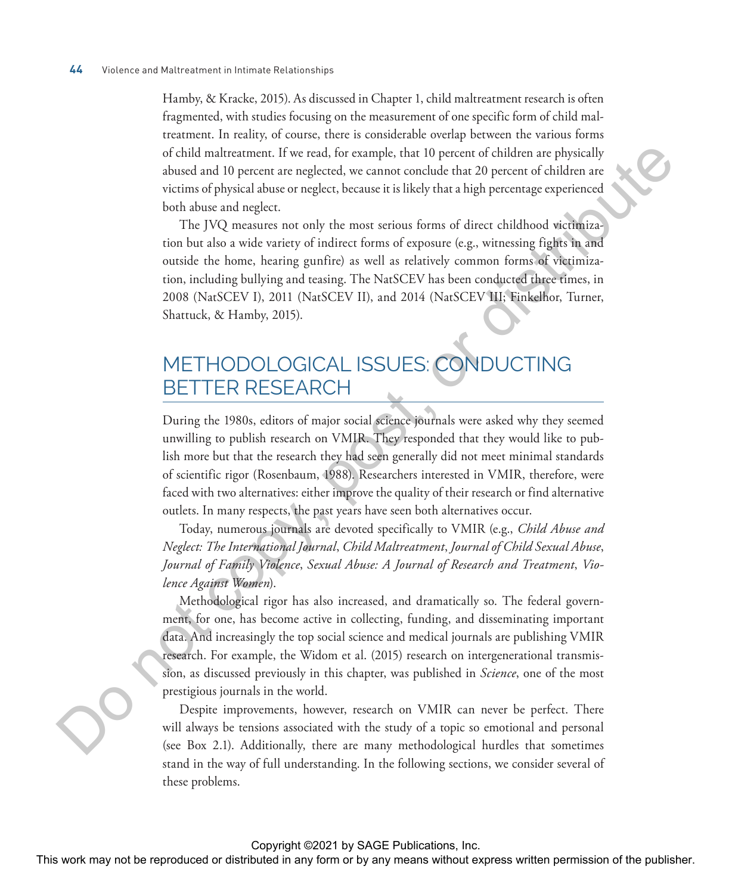Hamby, & Kracke, 2015). As discussed in Chapter 1, child maltreatment research is often fragmented, with studies focusing on the measurement of one specific form of child maltreatment. In reality, of course, there is considerable overlap between the various forms of child maltreatment. If we read, for example, that 10 percent of children are physically abused and 10 percent are neglected, we cannot conclude that 20 percent of children are victims of physical abuse or neglect, because it is likely that a high percentage experienced both abuse and neglect.

The JVQ measures not only the most serious forms of direct childhood victimization but also a wide variety of indirect forms of exposure (e.g., witnessing fights in and outside the home, hearing gunfire) as well as relatively common forms of victimization, including bullying and teasing. The NatSCEV has been conducted three times, in 2008 (NatSCEV I), 2011 (NatSCEV II), and 2014 (NatSCEV III; Finkelhor, Turner, Shattuck, & Hamby, 2015).

## METHODOLOGICAL ISSUES: CONDUCTING BETTER RESEARCH

During the 1980s, editors of major social science journals were asked why they seemed unwilling to publish research on VMIR. They responded that they would like to publish more but that the research they had seen generally did not meet minimal standards of scientific rigor (Rosenbaum, 1988). Researchers interested in VMIR, therefore, were faced with two alternatives: either improve the quality of their research or find alternative outlets. In many respects, the past years have seen both alternatives occur.

Today, numerous journals are devoted specifically to VMIR (e.g., *Child Abuse and Neglect: The International Journal*, *Child Maltreatment*, *Journal of Child Sexual Abuse*, *Journal of Family Violence*, *Sexual Abuse: A Journal of Research and Treatment*, *Violence Against Women*).

Methodological rigor has also increased, and dramatically so. The federal government, for one, has become active in collecting, funding, and disseminating important data. And increasingly the top social science and medical journals are publishing VMIR research. For example, the Widom et al. (2015) research on intergenerational transmission, as discussed previously in this chapter, was published in *Science*, one of the most prestigious journals in the world.

Despite improvements, however, research on VMIR can never be perfect. There will always be tensions associated with the study of a topic so emotional and personal (see Box 2.1). Additionally, there are many methodological hurdles that sometimes stand in the way of full understanding. In the following sections, we consider several of these problems.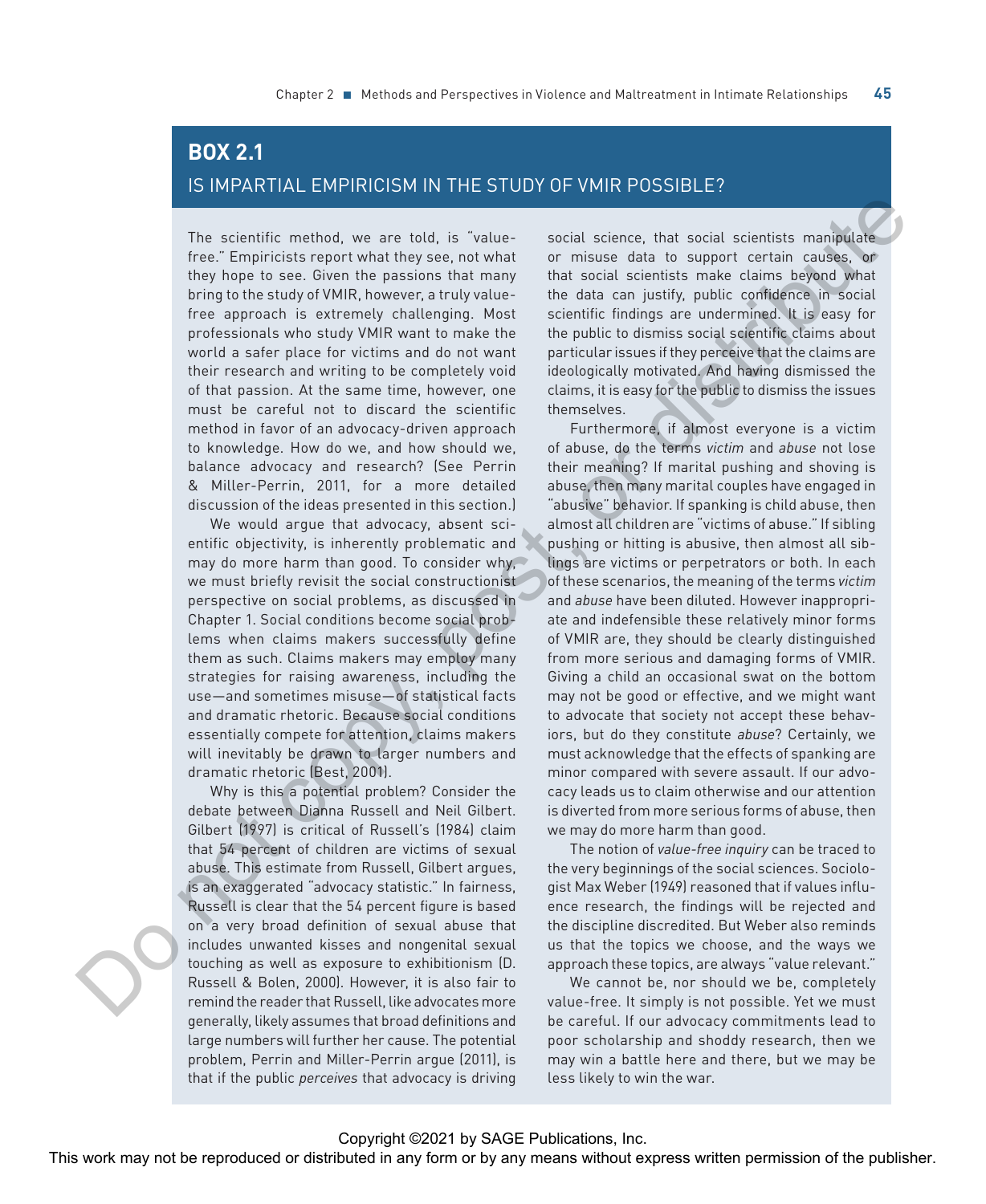## BOX 2.1

### IS IMPARTIAL EMPIRICISM IN THE STUDY OF VMIR POSSIBLE?

The scientific method, we are told, is "value-free." Empiricists report what they see, not what they hope to see. Given the passions that many bring to the study of VMIR, however, a truly value-free approach is extremely challenging. Most professionals who study VMIR want to make the world a safer place for victims and do not want their research and writing to be completely void of that passion. At the same time, however, one must be careful not to discard the scientific method in favor of an advocacy-driven approach to knowledge. How do we, and how should we, balance advocacy and research? (See Perrin & Miller-Perrin, 2011, for a more detailed discussion of the ideas presented in this section.)

We would argue that advocacy, absent scientific objectivity, is inherently problematic and may do more harm than good. To consider why, we must briefly revisit the social constructionist perspective on social problems, as discussed in Chapter 1. Social conditions become social problems when claims makers successfully define them as such. Claims makers may employ many strategies for raising awareness, including the use—and sometimes misuse—of statistical facts and dramatic rhetoric. Because social conditions essentially compete for attention, claims makers will inevitably be drawn to larger numbers and dramatic rhetoric (Best, 2001).

Why is this a potential problem? Consider the debate between Dianna Russell and Neil Gilbert. Gilbert (1997) is critical of Russell's (1984) claim that 54 percent of children are victims of sexual abuse. This estimate from Russell, Gilbert argues, is an exaggerated "advocacy statistic." In fairness, Russell is clear that the 54 percent figure is based on a very broad definition of sexual abuse that includes unwanted kisses and nongenital sexual touching as well as exposure to exhibitionism (D. Russell & Bolen, 2000). However, it is also fair to remind the reader that Russell, like advocates more generally, likely assumes that broad definitions and large numbers will further her cause. The potential problem, Perrin and Miller-Perrin argue (2011), is that if the public *perceives* that advocacy is driving social science, that social scientists manipulate or misuse data to support certain causes, or that social scientists make claims beyond what the data can justify, public confidence in social scientific findings are undermined. It is easy for the public to dismiss social scientific claims about particular issues if they perceive that the claims are ideologically motivated. And having dismissed the claims, it is easy for the public to dismiss the issues themselves.

Furthermore, if almost everyone is a victim of abuse, do the terms *victim* and *abuse* not lose their meaning? If marital pushing and shoving is abuse, then many marital couples have engaged in "abusive" behavior. If spanking is child abuse, then almost all children are "victims of abuse." If sibling pushing or hitting is abusive, then almost all siblings are victims or perpetrators or both. In each of these scenarios, the meaning of the terms *victim* and *abuse* have been diluted. However inappropriate and indefensible these relatively minor forms of VMIR are, they should be clearly distinguished from more serious and damaging forms of VMIR. Giving a child an occasional swat on the bottom may not be good or effective, and we might want to advocate that society not accept these behaviors, but do they constitute *abuse*? Certainly, we must acknowledge that the effects of spanking are minor compared with severe assault. If our advocacy leads us to claim otherwise and our attention is diverted from more serious forms of abuse, then we may do more harm than good.

The notion of *value-free inquiry* can be traced to the very beginnings of the social sciences. Sociologist Max Weber (1949) reasoned that if values influence research, the findings will be rejected and the discipline discredited. But Weber also reminds us that the topics we choose, and the ways we approach these topics, are always "value relevant."

We cannot be, nor should we be, completely value-free. It simply is not possible. Yet we must be careful. If our advocacy commitments lead to poor scholarship and shoddy research, then we may win a battle here and there, but we may be less likely to win the war.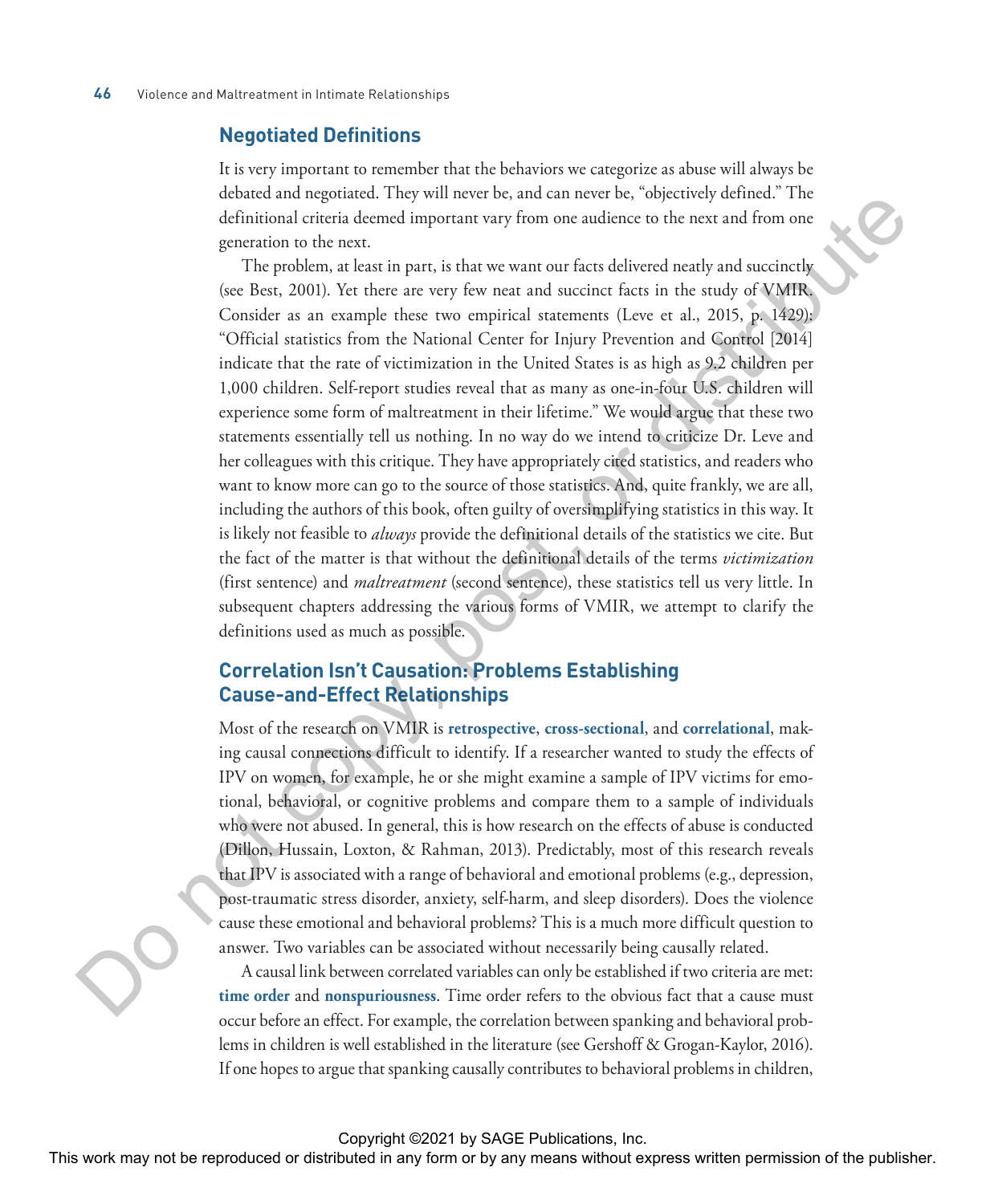## Negotiated Definitions

It is very important to remember that the behaviors we categorize as abuse will always be debated and negotiated. They will never be, and can never be, "objectively defined." The definitional criteria deemed important vary from one audience to the next and from one generation to the next.

The problem, at least in part, is that we want our facts delivered neatly and succinctly (see Best, 2001). Yet there are very few neat and succinct facts in the study of VMIR. Consider as an example these two empirical statements (Leve et al., 2015, p. 1429): "Official statistics from the National Center for Injury Prevention and Control [2014] indicate that the rate of victimization in the United States is as high as 9.2 children per 1,000 children. Self-report studies reveal that as many as one-in-four U.S. children will experience some form of maltreatment in their lifetime." We would argue that these two statements essentially tell us nothing. In no way do we intend to criticize Dr. Leve and her colleagues with this critique. They have appropriately cited statistics, and readers who want to know more can go to the source of those statistics. And, quite frankly, we are all, including the authors of this book, often guilty of oversimplifying statistics in this way. It is likely not feasible to *always* provide the definitional details of the statistics we cite. But the fact of the matter is that without the definitional details of the terms *victimization* (first sentence) and *maltreatment* (second sentence), these statistics tell us very little. In subsequent chapters addressing the various forms of VMIR, we attempt to clarify the definitions used as much as possible.

## Correlation Isn't Causation: Problems Establishing Cause-and-Effect Relationships

Most of the research on VMIR is **retrospective**, **cross-sectional**, and **correlational**, making causal connections difficult to identify. If a researcher wanted to study the effects of IPV on women, for example, he or she might examine a sample of IPV victims for emotional, behavioral, or cognitive problems and compare them to a sample of individuals who were not abused. In general, this is how research on the effects of abuse is conducted (Dillon, Hussain, Loxton, & Rahman, 2013). Predictably, most of this research reveals that IPV is associated with a range of behavioral and emotional problems (e.g., depression, post-traumatic stress disorder, anxiety, self-harm, and sleep disorders). Does the violence cause these emotional and behavioral problems? This is a much more difficult question to answer. Two variables can be associated without necessarily being causally related.

A causal link between correlated variables can only be established if two criteria are met: **time order** and **nonspuriousness**. Time order refers to the obvious fact that a cause must occur before an effect. For example, the correlation between spanking and behavioral problems in children is well established in the literature (see Gershoff & Grogan-Kaylor, 2016). If one hopes to argue that spanking causally contributes to behavioral problems in children,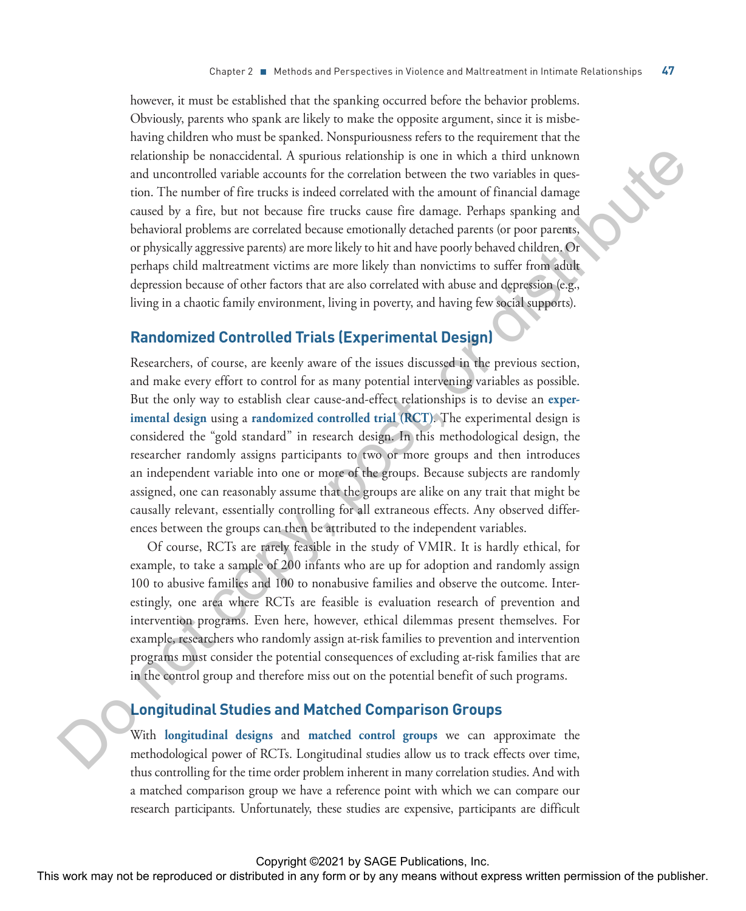however, it must be established that the spanking occurred before the behavior problems. Obviously, parents who spank are likely to make the opposite argument, since it is misbehaving children who must be spanked. Nonspuriousness refers to the requirement that the relationship be nonaccidental. A spurious relationship is one in which a third unknown and uncontrolled variable accounts for the correlation between the two variables in question. The number of fire trucks is indeed correlated with the amount of financial damage caused by a fire, but not because fire trucks cause fire damage. Perhaps spanking and behavioral problems are correlated because emotionally detached parents (or poor parents, or physically aggressive parents) are more likely to hit and have poorly behaved children. Or perhaps child maltreatment victims are more likely than nonvictims to suffer from adult depression because of other factors that are also correlated with abuse and depression (e.g., living in a chaotic family environment, living in poverty, and having few social supports).

## Randomized Controlled Trials (Experimental Design)

Researchers, of course, are keenly aware of the issues discussed in the previous section, and make every effort to control for as many potential intervening variables as possible. But the only way to establish clear cause-and-effect relationships is to devise an **experimental design** using a **randomized controlled trial (RCT)**. The experimental design is considered the "gold standard" in research design. In this methodological design, the researcher randomly assigns participants to two or more groups and then introduces an independent variable into one or more of the groups. Because subjects are randomly assigned, one can reasonably assume that the groups are alike on any trait that might be causally relevant, essentially controlling for all extraneous effects. Any observed differences between the groups can then be attributed to the independent variables.

Of course, RCTs are rarely feasible in the study of VMIR. It is hardly ethical, for example, to take a sample of 200 infants who are up for adoption and randomly assign 100 to abusive families and 100 to nonabusive families and observe the outcome. Interestingly, one area where RCTs are feasible is evaluation research of prevention and intervention programs. Even here, however, ethical dilemmas present themselves. For example, researchers who randomly assign at-risk families to prevention and intervention programs must consider the potential consequences of excluding at-risk families that are in the control group and therefore miss out on the potential benefit of such programs.

## Longitudinal Studies and Matched Comparison Groups

With **longitudinal designs** and **matched control groups** we can approximate the methodological power of RCTs. Longitudinal studies allow us to track effects over time, thus controlling for the time order problem inherent in many correlation studies. And with a matched comparison group we have a reference point with which we can compare our research participants. Unfortunately, these studies are expensive, participants are difficult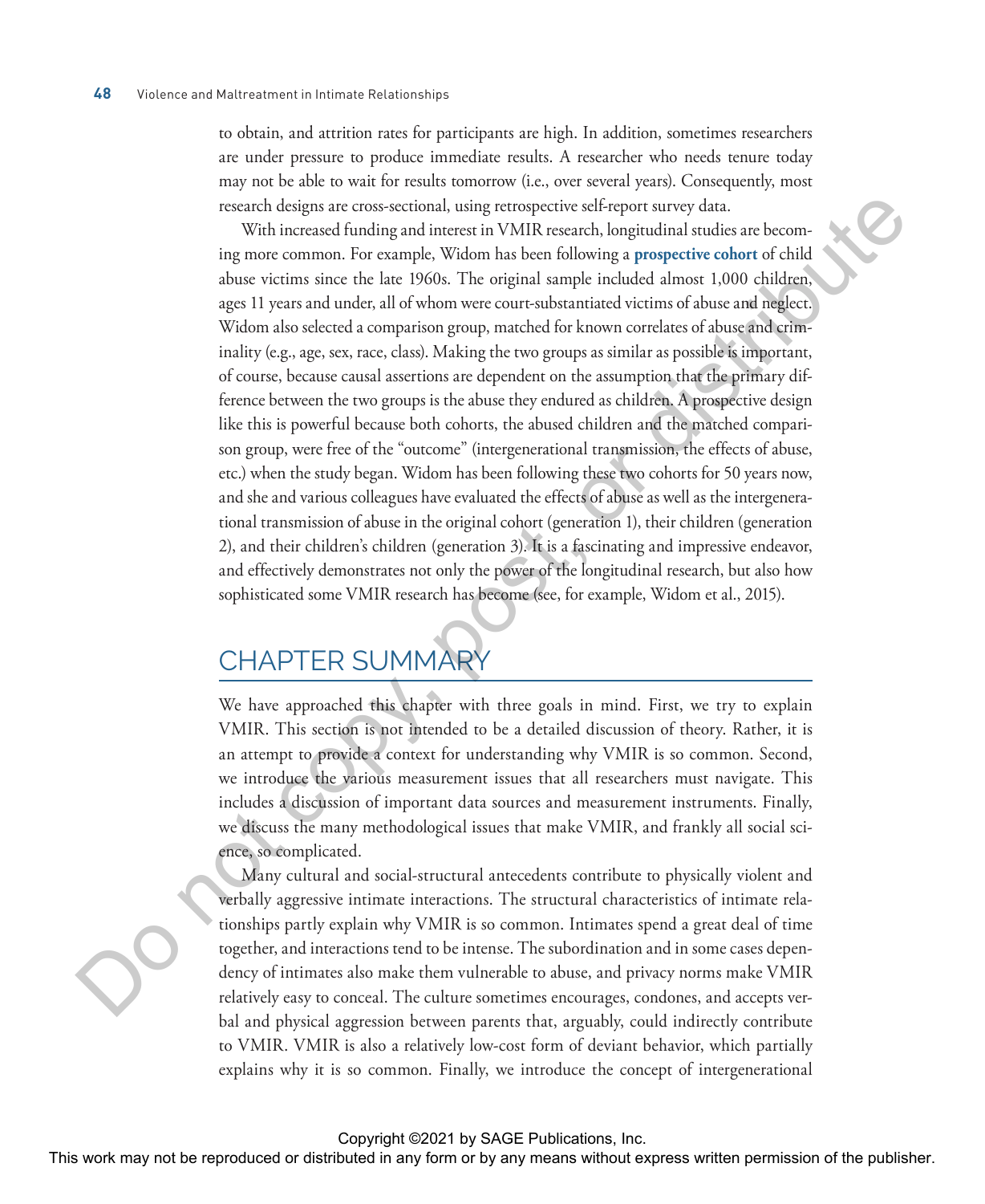to obtain, and attrition rates for participants are high. In addition, sometimes researchers are under pressure to produce immediate results. A researcher who needs tenure today may not be able to wait for results tomorrow (i.e., over several years). Consequently, most research designs are cross-sectional, using retrospective self-report survey data.

With increased funding and interest in VMIR research, longitudinal studies are becoming more common. For example, Widom has been following a **prospective cohort** of child abuse victims since the late 1960s. The original sample included almost 1,000 children, ages 11 years and under, all of whom were court-substantiated victims of abuse and neglect. Widom also selected a comparison group, matched for known correlates of abuse and criminality (e.g., age, sex, race, class). Making the two groups as similar as possible is important, of course, because causal assertions are dependent on the assumption that the primary difference between the two groups is the abuse they endured as children. A prospective design like this is powerful because both cohorts, the abused children and the matched comparison group, were free of the "outcome" (intergenerational transmission, the effects of abuse, etc.) when the study began. Widom has been following these two cohorts for 50 years now, and she and various colleagues have evaluated the effects of abuse as well as the intergenerational transmission of abuse in the original cohort (generation 1), their children (generation 2), and their children's children (generation 3). It is a fascinating and impressive endeavor, and effectively demonstrates not only the power of the longitudinal research, but also how sophisticated some VMIR research has become (see, for example, Widom et al., 2015).

## CHAPTER SUMMARY

We have approached this chapter with three goals in mind. First, we try to explain VMIR. This section is not intended to be a detailed discussion of theory. Rather, it is an attempt to provide a context for understanding why VMIR is so common. Second, we introduce the various measurement issues that all researchers must navigate. This includes a discussion of important data sources and measurement instruments. Finally, we discuss the many methodological issues that make VMIR, and frankly all social science, so complicated.

Many cultural and social-structural antecedents contribute to physically violent and verbally aggressive intimate interactions. The structural characteristics of intimate relationships partly explain why VMIR is so common. Intimates spend a great deal of time together, and interactions tend to be intense. The subordination and in some cases dependency of intimates also make them vulnerable to abuse, and privacy norms make VMIR relatively easy to conceal. The culture sometimes encourages, condones, and accepts verbal and physical aggression between parents that, arguably, could indirectly contribute to VMIR. VMIR is also a relatively low-cost form of deviant behavior, which partially explains why it is so common. Finally, we introduce the concept of intergenerational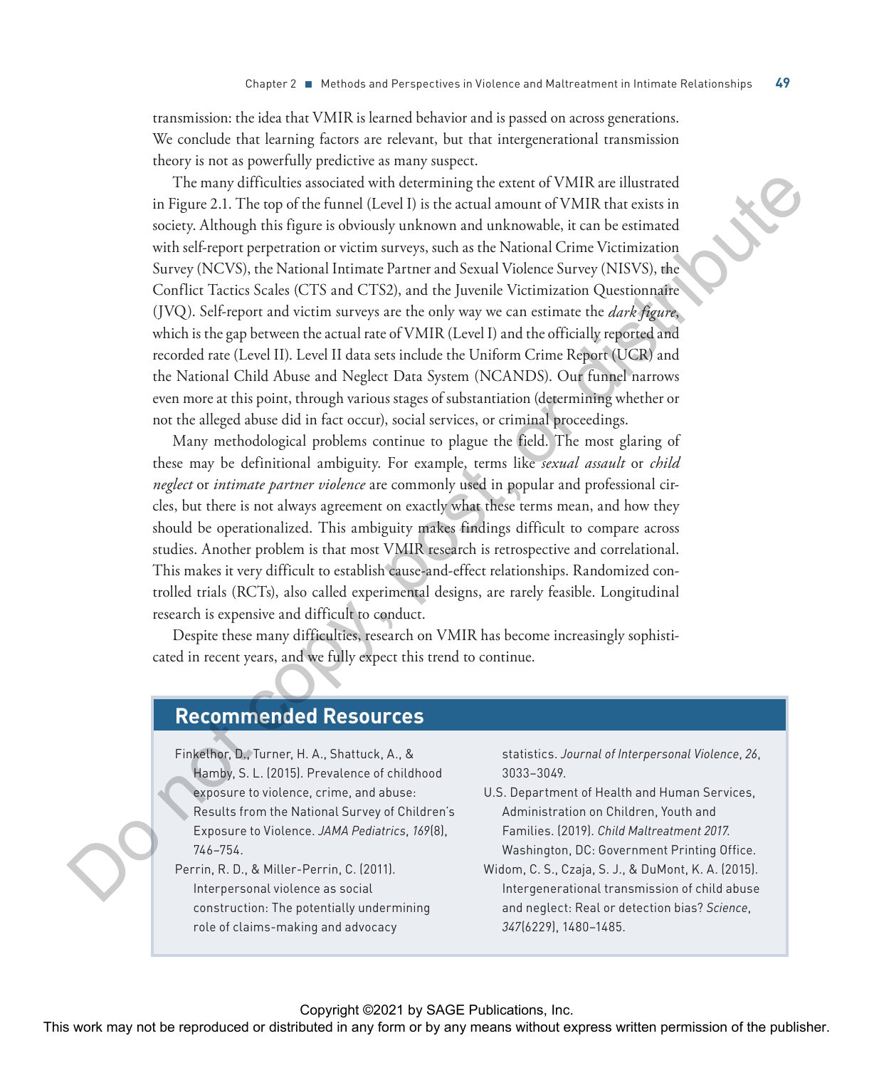transmission: the idea that VMIR is learned behavior and is passed on across generations. We conclude that learning factors are relevant, but that intergenerational transmission theory is not as powerfully predictive as many suspect.

The many difficulties associated with determining the extent of VMIR are illustrated in Figure 2.1. The top of the funnel (Level I) is the actual amount of VMIR that exists in society. Although this figure is obviously unknown and unknowable, it can be estimated with self-report perpetration or victim surveys, such as the National Crime Victimization Survey (NCVS), the National Intimate Partner and Sexual Violence Survey (NISVS), the Conflict Tactics Scales (CTS and CTS2), and the Juvenile Victimization Questionnaire (JVQ). Self-report and victim surveys are the only way we can estimate the *dark figure*, which is the gap between the actual rate of VMIR (Level I) and the officially reported and recorded rate (Level II). Level II data sets include the Uniform Crime Report (UCR) and the National Child Abuse and Neglect Data System (NCANDS). Our funnel narrows even more at this point, through various stages of substantiation (determining whether or not the alleged abuse did in fact occur), social services, or criminal proceedings.

Many methodological problems continue to plague the field. The most glaring of these may be definitional ambiguity. For example, terms like *sexual assault* or *child neglect* or *intimate partner violence* are commonly used in popular and professional circles, but there is not always agreement on exactly what these terms mean, and how they should be operationalized. This ambiguity makes findings difficult to compare across studies. Another problem is that most VMIR research is retrospective and correlational. This makes it very difficult to establish cause-and-effect relationships. Randomized controlled trials (RCTs), also called experimental designs, are rarely feasible. Longitudinal research is expensive and difficult to conduct.

Despite these many difficulties, research on VMIR has become increasingly sophisticated in recent years, and we fully expect this trend to continue.

## Recommended Resources

Finkelhor, D., Turner, H. A., Shattuck, A., & Hamby, S. L. (2015). Prevalence of childhood exposure to violence, crime, and abuse: Results from the National Survey of Children's Exposure to Violence. *JAMA Pediatrics*, *169*(8), 746–754.

Perrin, R. D., & Miller-Perrin, C. (2011). Interpersonal violence as social construction: The potentially undermining role of claims-making and advocacy statistics. *Journal of Interpersonal Violence*, *26*, 3033–3049.

U.S. Department of Health and Human Services, Administration on Children, Youth and Families. (2019). *Child Maltreatment 2017.* Washington, DC: Government Printing Office.

Widom, C. S., Czaja, S. J., & DuMont, K. A. (2015). Intergenerational transmission of child abuse and neglect: Real or detection bias? *Science*, *347*(6229), 1480–1485.